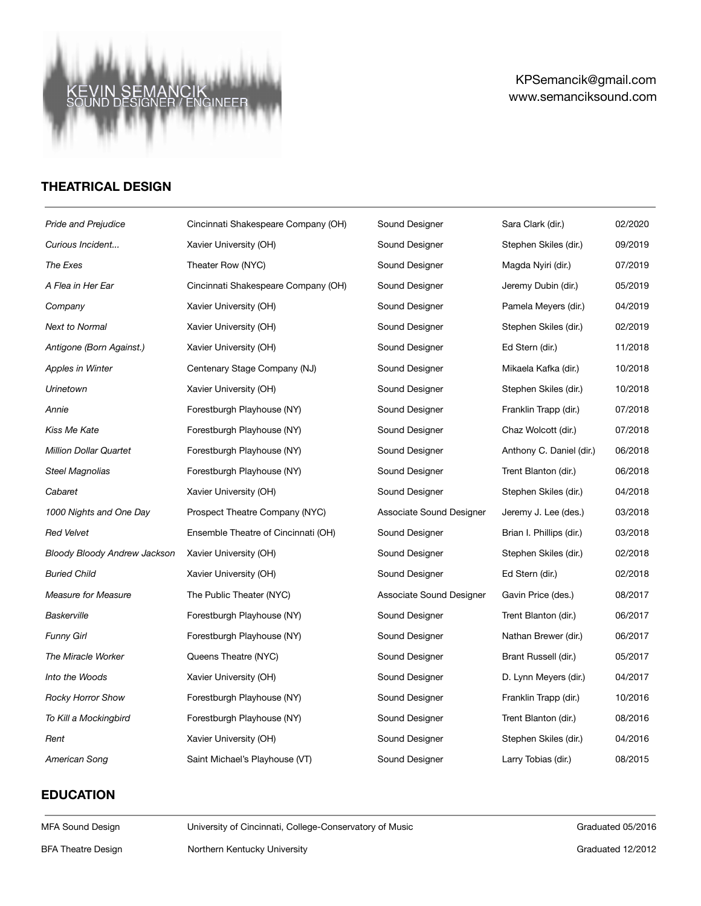# KEVIN SEMANCIK
SOUND DESIGNER / ENGINEER

KPSemancik@gmail.com
www.semanciksound.com

## THEATRICAL DESIGN

| | | | | |
|---|---|---|---|---|
| *Pride and Prejudice* | Cincinnati Shakespeare Company (OH) | Sound Designer | Sara Clark (dir.) | 02/2020 |
| *Curious Incident...* | Xavier University (OH) | Sound Designer | Stephen Skiles (dir.) | 09/2019 |
| *The Exes* | Theater Row (NYC) | Sound Designer | Magda Nyiri (dir.) | 07/2019 |
| *A Flea in Her Ear* | Cincinnati Shakespeare Company (OH) | Sound Designer | Jeremy Dubin (dir.) | 05/2019 |
| *Company* | Xavier University (OH) | Sound Designer | Pamela Meyers (dir.) | 04/2019 |
| *Next to Normal* | Xavier University (OH) | Sound Designer | Stephen Skiles (dir.) | 02/2019 |
| *Antigone (Born Against.)* | Xavier University (OH) | Sound Designer | Ed Stern (dir.) | 11/2018 |
| *Apples in Winter* | Centenary Stage Company (NJ) | Sound Designer | Mikaela Kafka (dir.) | 10/2018 |
| *Urinetown* | Xavier University (OH) | Sound Designer | Stephen Skiles (dir.) | 10/2018 |
| *Annie* | Forestburgh Playhouse (NY) | Sound Designer | Franklin Trapp (dir.) | 07/2018 |
| *Kiss Me Kate* | Forestburgh Playhouse (NY) | Sound Designer | Chaz Wolcott (dir.) | 07/2018 |
| *Million Dollar Quartet* | Forestburgh Playhouse (NY) | Sound Designer | Anthony C. Daniel (dir.) | 06/2018 |
| *Steel Magnolias* | Forestburgh Playhouse (NY) | Sound Designer | Trent Blanton (dir.) | 06/2018 |
| *Cabaret* | Xavier University (OH) | Sound Designer | Stephen Skiles (dir.) | 04/2018 |
| *1000 Nights and One Day* | Prospect Theatre Company (NYC) | Associate Sound Designer | Jeremy J. Lee (des.) | 03/2018 |
| *Red Velvet* | Ensemble Theatre of Cincinnati (OH) | Sound Designer | Brian I. Phillips (dir.) | 03/2018 |
| *Bloody Bloody Andrew Jackson* | Xavier University (OH) | Sound Designer | Stephen Skiles (dir.) | 02/2018 |
| *Buried Child* | Xavier University (OH) | Sound Designer | Ed Stern (dir.) | 02/2018 |
| *Measure for Measure* | The Public Theater (NYC) | Associate Sound Designer | Gavin Price (des.) | 08/2017 |
| *Baskerville* | Forestburgh Playhouse (NY) | Sound Designer | Trent Blanton (dir.) | 06/2017 |
| *Funny Girl* | Forestburgh Playhouse (NY) | Sound Designer | Nathan Brewer (dir.) | 06/2017 |
| *The Miracle Worker* | Queens Theatre (NYC) | Sound Designer | Brant Russell (dir.) | 05/2017 |
| *Into the Woods* | Xavier University (OH) | Sound Designer | D. Lynn Meyers (dir.) | 04/2017 |
| *Rocky Horror Show* | Forestburgh Playhouse (NY) | Sound Designer | Franklin Trapp (dir.) | 10/2016 |
| *To Kill a Mockingbird* | Forestburgh Playhouse (NY) | Sound Designer | Trent Blanton (dir.) | 08/2016 |
| *Rent* | Xavier University (OH) | Sound Designer | Stephen Skiles (dir.) | 04/2016 |
| *American Song* | Saint Michael's Playhouse (VT) | Sound Designer | Larry Tobias (dir.) | 08/2015 |

## EDUCATION

| | | |
|---|---|---|
| MFA Sound Design | University of Cincinnati, College-Conservatory of Music | Graduated 05/2016 |
| BFA Theatre Design | Northern Kentucky University | Graduated 12/2012 |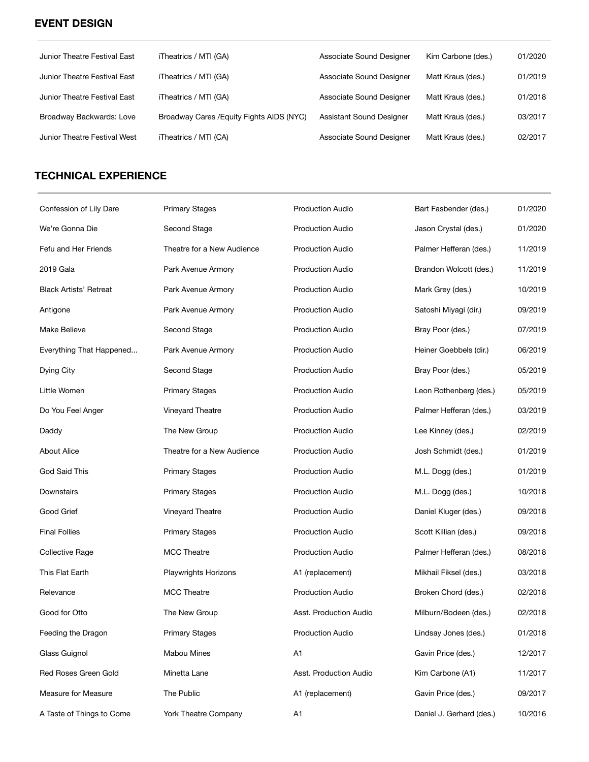## EVENT DESIGN

| | | | | |
|---|---|---|---|---|
| Junior Theatre Festival East | iTheatrics / MTI (GA) | Associate Sound Designer | Kim Carbone (des.) | 01/2020 |
| Junior Theatre Festival East | iTheatrics / MTI (GA) | Associate Sound Designer | Matt Kraus (des.) | 01/2019 |
| Junior Theatre Festival East | iTheatrics / MTI (GA) | Associate Sound Designer | Matt Kraus (des.) | 01/2018 |
| Broadway Backwards: Love | Broadway Cares /Equity Fights AIDS (NYC) | Assistant Sound Designer | Matt Kraus (des.) | 03/2017 |
| Junior Theatre Festival West | iTheatrics / MTI (CA) | Associate Sound Designer | Matt Kraus (des.) | 02/2017 |

## TECHNICAL EXPERIENCE

| | | | | |
|---|---|---|---|---|
| Confession of Lily Dare | Primary Stages | Production Audio | Bart Fasbender (des.) | 01/2020 |
| We're Gonna Die | Second Stage | Production Audio | Jason Crystal (des.) | 01/2020 |
| Fefu and Her Friends | Theatre for a New Audience | Production Audio | Palmer Hefferan (des.) | 11/2019 |
| 2019 Gala | Park Avenue Armory | Production Audio | Brandon Wolcott (des.) | 11/2019 |
| Black Artists' Retreat | Park Avenue Armory | Production Audio | Mark Grey (des.) | 10/2019 |
| Antigone | Park Avenue Armory | Production Audio | Satoshi Miyagi (dir.) | 09/2019 |
| Make Believe | Second Stage | Production Audio | Bray Poor (des.) | 07/2019 |
| Everything That Happened... | Park Avenue Armory | Production Audio | Heiner Goebbels (dir.) | 06/2019 |
| Dying City | Second Stage | Production Audio | Bray Poor (des.) | 05/2019 |
| Little Women | Primary Stages | Production Audio | Leon Rothenberg (des.) | 05/2019 |
| Do You Feel Anger | Vineyard Theatre | Production Audio | Palmer Hefferan (des.) | 03/2019 |
| Daddy | The New Group | Production Audio | Lee Kinney (des.) | 02/2019 |
| About Alice | Theatre for a New Audience | Production Audio | Josh Schmidt (des.) | 01/2019 |
| God Said This | Primary Stages | Production Audio | M.L. Dogg (des.) | 01/2019 |
| Downstairs | Primary Stages | Production Audio | M.L. Dogg (des.) | 10/2018 |
| Good Grief | Vineyard Theatre | Production Audio | Daniel Kluger (des.) | 09/2018 |
| Final Follies | Primary Stages | Production Audio | Scott Killian (des.) | 09/2018 |
| Collective Rage | MCC Theatre | Production Audio | Palmer Hefferan (des.) | 08/2018 |
| This Flat Earth | Playwrights Horizons | A1 (replacement) | Mikhail Fiksel (des.) | 03/2018 |
| Relevance | MCC Theatre | Production Audio | Broken Chord (des.) | 02/2018 |
| Good for Otto | The New Group | Asst. Production Audio | Milburn/Bodeen (des.) | 02/2018 |
| Feeding the Dragon | Primary Stages | Production Audio | Lindsay Jones (des.) | 01/2018 |
| Glass Guignol | Mabou Mines | A1 | Gavin Price (des.) | 12/2017 |
| Red Roses Green Gold | Minetta Lane | Asst. Production Audio | Kim Carbone (A1) | 11/2017 |
| Measure for Measure | The Public | A1 (replacement) | Gavin Price (des.) | 09/2017 |
| A Taste of Things to Come | York Theatre Company | A1 | Daniel J. Gerhard (des.) | 10/2016 |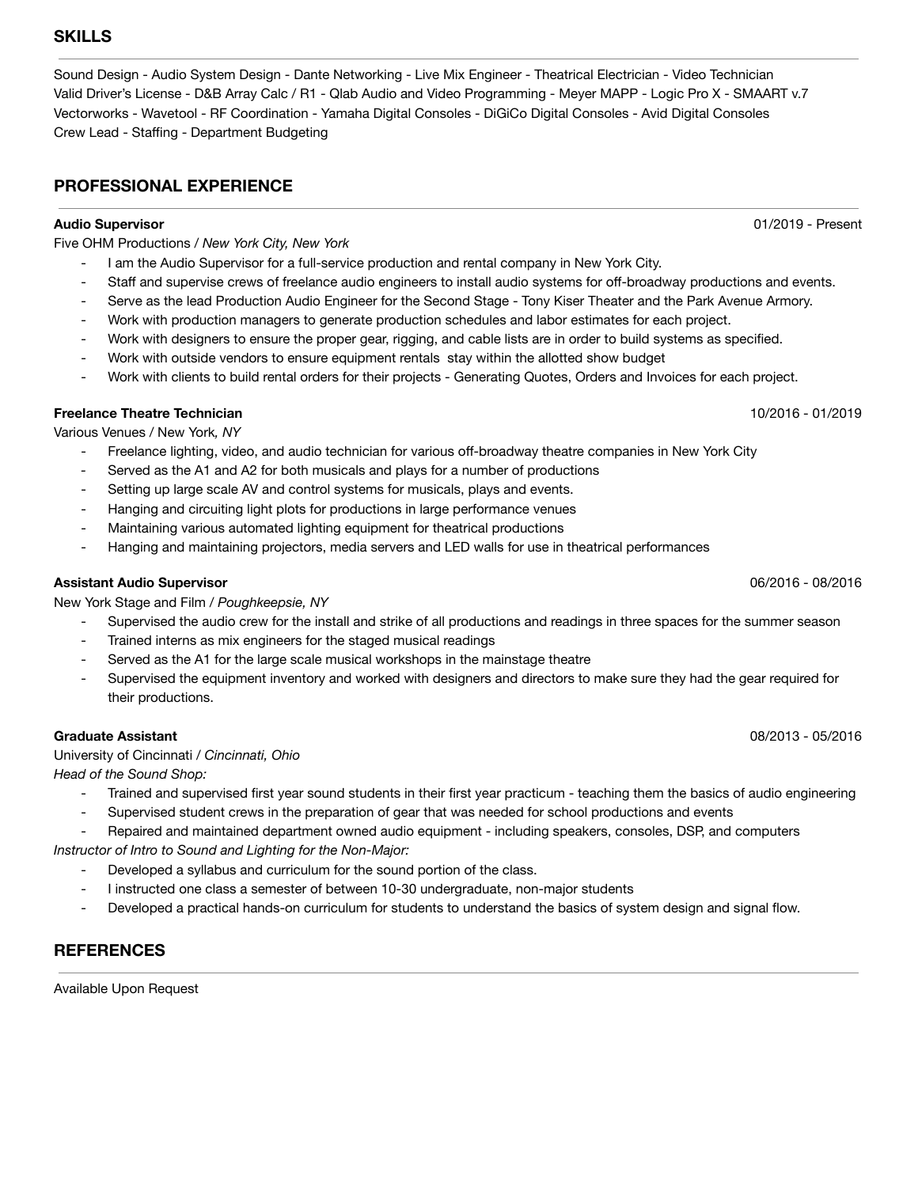## SKILLS

Sound Design - Audio System Design - Dante Networking - Live Mix Engineer - Theatrical Electrician - Video Technician
Valid Driver's License - D&B Array Calc / R1 - Qlab Audio and Video Programming - Meyer MAPP - Logic Pro X - SMAART v.7
Vectorworks - Wavetool - RF Coordination - Yamaha Digital Consoles - DiGiCo Digital Consoles - Avid Digital Consoles
Crew Lead - Staffing - Department Budgeting

## PROFESSIONAL EXPERIENCE

**Audio Supervisor** 01/2019 - Present

Five OHM Productions / *New York City, New York*

- I am the Audio Supervisor for a full-service production and rental company in New York City.
- Staff and supervise crews of freelance audio engineers to install audio systems for off-broadway productions and events.
- Serve as the lead Production Audio Engineer for the Second Stage - Tony Kiser Theater and the Park Avenue Armory.
- Work with production managers to generate production schedules and labor estimates for each project.
- Work with designers to ensure the proper gear, rigging, and cable lists are in order to build systems as specified.
- Work with outside vendors to ensure equipment rentals stay within the allotted show budget
- Work with clients to build rental orders for their projects - Generating Quotes, Orders and Invoices for each project.

**Freelance Theatre Technician** 10/2016 - 01/2019

Various Venues / New York, *NY*

- Freelance lighting, video, and audio technician for various off-broadway theatre companies in New York City
- Served as the A1 and A2 for both musicals and plays for a number of productions
- Setting up large scale AV and control systems for musicals, plays and events.
- Hanging and circuiting light plots for productions in large performance venues
- Maintaining various automated lighting equipment for theatrical productions
- Hanging and maintaining projectors, media servers and LED walls for use in theatrical performances

**Assistant Audio Supervisor** 06/2016 - 08/2016

New York Stage and Film / *Poughkeepsie, NY*

- Supervised the audio crew for the install and strike of all productions and readings in three spaces for the summer season
- Trained interns as mix engineers for the staged musical readings
- Served as the A1 for the large scale musical workshops in the mainstage theatre
- Supervised the equipment inventory and worked with designers and directors to make sure they had the gear required for their productions.

**Graduate Assistant** 08/2013 - 05/2016

University of Cincinnati / *Cincinnati, Ohio*

*Head of the Sound Shop:*

- Trained and supervised first year sound students in their first year practicum - teaching them the basics of audio engineering
- Supervised student crews in the preparation of gear that was needed for school productions and events
- Repaired and maintained department owned audio equipment - including speakers, consoles, DSP, and computers

*Instructor of Intro to Sound and Lighting for the Non-Major:*

- Developed a syllabus and curriculum for the sound portion of the class.
- I instructed one class a semester of between 10-30 undergraduate, non-major students
- Developed a practical hands-on curriculum for students to understand the basics of system design and signal flow.

## REFERENCES

Available Upon Request